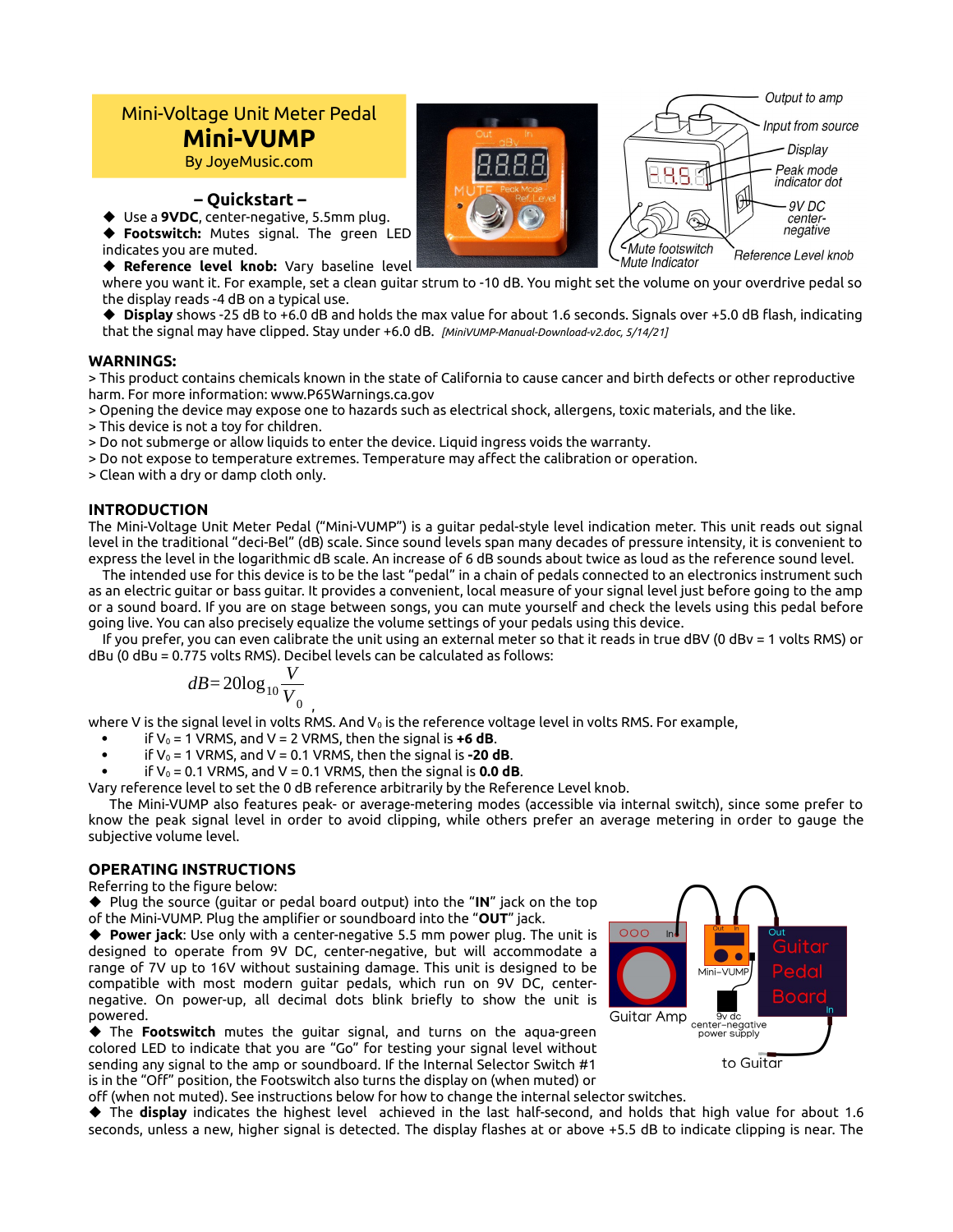Mini-Voltage Unit Meter Pedal

# Mini-VUMP

By JoyeMusic.com

### – Quickstart –

- ◆ Use a **9VDC**, center-negative, 5.5mm plug.
- ◆ **Footswitch:** Mutes signal. The green LED indicates you are muted.
- ◆ **Reference level knob:** Vary baseline level where you want it. For example, set a clean guitar strum to -10 dB. You might set the volume on your overdrive pedal so the display reads -4 dB on a typical use.
- ◆ **Display** shows -25 dB to +6.0 dB and holds the max value for about 1.6 seconds. Signals over +5.0 dB flash, indicating that the signal may have clipped. Stay under +6.0 dB. *[MiniVUMP-Manual-Download-v2.doc, 5/14/21]*

## WARNINGS:

> This product contains chemicals known in the state of California to cause cancer and birth defects or other reproductive harm. For more information: www.P65Warnings.ca.gov
> Opening the device may expose one to hazards such as electrical shock, allergens, toxic materials, and the like.
> This device is not a toy for children.
> Do not submerge or allow liquids to enter the device. Liquid ingress voids the warranty.
> Do not expose to temperature extremes. Temperature may affect the calibration or operation.
> Clean with a dry or damp cloth only.

## INTRODUCTION

The Mini-Voltage Unit Meter Pedal ("Mini-VUMP") is a guitar pedal-style level indication meter. This unit reads out signal level in the traditional "deci-Bel" (dB) scale. Since sound levels span many decades of pressure intensity, it is convenient to express the level in the logarithmic dB scale. An increase of 6 dB sounds about twice as loud as the reference sound level.

The intended use for this device is to be the last "pedal" in a chain of pedals connected to an electronics instrument such as an electric guitar or bass guitar. It provides a convenient, local measure of your signal level just before going to the amp or a sound board. If you are on stage between songs, you can mute yourself and check the levels using this pedal before going live. You can also precisely equalize the volume settings of your pedals using this device.

If you prefer, you can even calibrate the unit using an external meter so that it reads in true dBV (0 dBv = 1 volts RMS) or dBu (0 dBu = 0.775 volts RMS). Decibel levels can be calculated as follows:

$$dB = 20\log_{10}\frac{V}{V_0},$$

where V is the signal level in volts RMS. And $V_0$ is the reference voltage level in volts RMS. For example,

- if $V_0$ = 1 VRMS, and V = 2 VRMS, then the signal is **+6 dB**.
- if $V_0$ = 1 VRMS, and V = 0.1 VRMS, then the signal is **-20 dB**.
- if $V_0$ = 0.1 VRMS, and V = 0.1 VRMS, then the signal is **0.0 dB**.

Vary reference level to set the 0 dB reference arbitrarily by the Reference Level knob.

The Mini-VUMP also features peak- or average-metering modes (accessible via internal switch), since some prefer to know the peak signal level in order to avoid clipping, while others prefer an average metering in order to gauge the subjective volume level.

## OPERATING INSTRUCTIONS

Referring to the figure below:

◆ Plug the source (guitar or pedal board output) into the "**IN**" jack on the top of the Mini-VUMP. Plug the amplifier or soundboard into the "**OUT**" jack.

◆ **Power jack**: Use only with a center-negative 5.5 mm power plug. The unit is designed to operate from 9V DC, center-negative, but will accommodate a range of 7V up to 16V without sustaining damage. This unit is designed to be compatible with most modern guitar pedals, which run on 9V DC, center-negative. On power-up, all decimal dots blink briefly to show the unit is powered.

◆ The **Footswitch** mutes the guitar signal, and turns on the aqua-green colored LED to indicate that you are "Go" for testing your signal level without sending any signal to the amp or soundboard. If the Internal Selector Switch #1 is in the "Off" position, the Footswitch also turns the display on (when muted) or off (when not muted). See instructions below for how to change the internal selector switches.

◆ The **display** indicates the highest level achieved in the last half-second, and holds that high value for about 1.6 seconds, unless a new, higher signal is detected. The display flashes at or above +5.5 dB to indicate clipping is near. The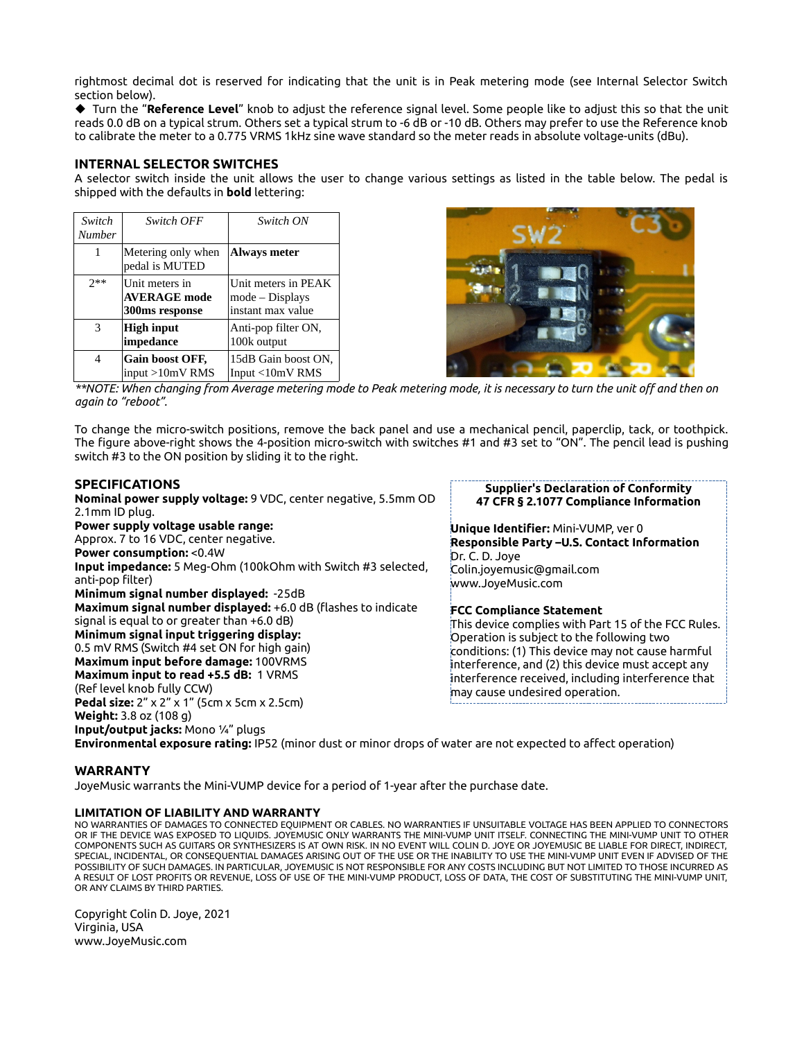rightmost decimal dot is reserved for indicating that the unit is in Peak metering mode (see Internal Selector Switch section below).

◆ Turn the "**Reference Level**" knob to adjust the reference signal level. Some people like to adjust this so that the unit reads 0.0 dB on a typical strum. Others set a typical strum to -6 dB or -10 dB. Others may prefer to use the Reference knob to calibrate the meter to a 0.775 VRMS 1kHz sine wave standard so the meter reads in absolute voltage-units (dBu).

## INTERNAL SELECTOR SWITCHES

A selector switch inside the unit allows the user to change various settings as listed in the table below. The pedal is shipped with the defaults in **bold** lettering:

| *Switch Number* | *Switch OFF* | *Switch ON* |
|---|---|---|
| 1 | Metering only when pedal is MUTED | **Always meter** |
| 2** | Unit meters in **AVERAGE mode 300ms response** | Unit meters in PEAK mode – Displays instant max value |
| 3 | **High input impedance** | Anti-pop filter ON, 100k output |
| 4 | **Gain boost OFF,** input >10mV RMS | 15dB Gain boost ON, Input <10mV RMS |

*\*\*NOTE: When changing from Average metering mode to Peak metering mode, it is necessary to turn the unit off and then on again to "reboot".*

To change the micro-switch positions, remove the back panel and use a mechanical pencil, paperclip, tack, or toothpick. The figure above-right shows the 4-position micro-switch with switches #1 and #3 set to "ON". The pencil lead is pushing switch #3 to the ON position by sliding it to the right.

## SPECIFICATIONS

**Nominal power supply voltage:** 9 VDC, center negative, 5.5mm OD 2.1mm ID plug.
**Power supply voltage usable range:**
Approx. 7 to 16 VDC, center negative.
**Power consumption:** <0.4W
**Input impedance:** 5 Meg-Ohm (100kOhm with Switch #3 selected, anti-pop filter)
**Minimum signal number displayed:** -25dB
**Maximum signal number displayed:** +6.0 dB (flashes to indicate signal is equal to or greater than +6.0 dB)
**Minimum signal input triggering display:**
0.5 mV RMS (Switch #4 set ON for high gain)
**Maximum input before damage:** 100VRMS
**Maximum input to read +5.5 dB:** 1 VRMS
(Ref level knob fully CCW)
**Pedal size:** 2" x 2" x 1" (5cm x 5cm x 2.5cm)
**Weight:** 3.8 oz (108 g)
**Input/output jacks:** Mono ¼" plugs
**Environmental exposure rating:** IP52 (minor dust or minor drops of water are not expected to affect operation)

**Supplier's Declaration of Conformity**
**47 CFR § 2.1077 Compliance Information**

**Unique Identifier:** Mini-VUMP, ver 0
**Responsible Party –U.S. Contact Information**
Dr. C. D. Joye
Colin.joyemusic@gmail.com
www.JoyeMusic.com

**FCC Compliance Statement**
This device complies with Part 15 of the FCC Rules. Operation is subject to the following two conditions: (1) This device may not cause harmful interference, and (2) this device must accept any interference received, including interference that may cause undesired operation.

## WARRANTY

JoyeMusic warrants the Mini-VUMP device for a period of 1-year after the purchase date.

### LIMITATION OF LIABILITY AND WARRANTY

NO WARRANTIES OF DAMAGES TO CONNECTED EQUIPMENT OR CABLES. NO WARRANTIES IF UNSUITABLE VOLTAGE HAS BEEN APPLIED TO CONNECTORS OR IF THE DEVICE WAS EXPOSED TO LIQUIDS. JOYEMUSIC ONLY WARRANTS THE MINI-VUMP UNIT ITSELF. CONNECTING THE MINI-VUMP UNIT TO OTHER COMPONENTS SUCH AS GUITARS OR SYNTHESIZERS IS AT OWN RISK. IN NO EVENT WILL COLIN D. JOYE OR JOYEMUSIC BE LIABLE FOR DIRECT, INDIRECT, SPECIAL, INCIDENTAL, OR CONSEQUENTIAL DAMAGES ARISING OUT OF THE USE OR THE INABILITY TO USE THE MINI-VUMP UNIT EVEN IF ADVISED OF THE POSSIBILITY OF SUCH DAMAGES. IN PARTICULAR, JOYEMUSIC IS NOT RESPONSIBLE FOR ANY COSTS INCLUDING BUT NOT LIMITED TO THOSE INCURRED AS A RESULT OF LOST PROFITS OR REVENUE, LOSS OF USE OF THE MINI-VUMP PRODUCT, LOSS OF DATA, THE COST OF SUBSTITUTING THE MINI-VUMP UNIT, OR ANY CLAIMS BY THIRD PARTIES.

Copyright Colin D. Joye, 2021
Virginia, USA
www.JoyeMusic.com